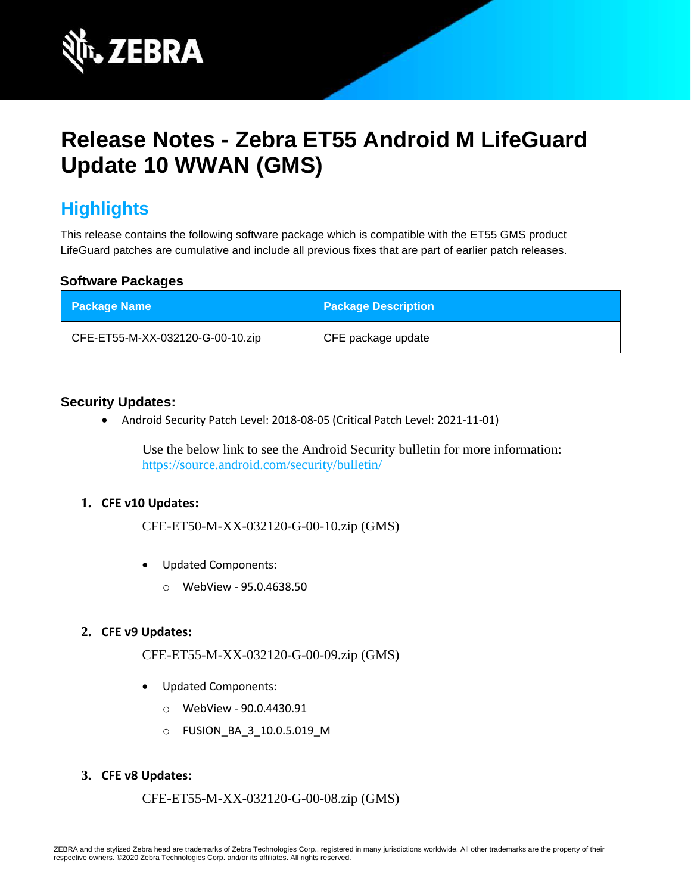# Release Notes - Zebra ET55 Android M LifeGuard Update 10 WWAN (GMS)

## Highlights

This release contains the following software package which is compatible with the ET55 GMS product LifeGuard patches are cumulative and include all previous fixes that are part of earlier patch releases.

### Software Packages

| Package Name | Package Description |
|---|---|
| CFE-ET55-M-XX-032120-G-00-10.zip | CFE package update |

### Security Updates:

- Android Security Patch Level: 2018-08-05 (Critical Patch Level: 2021-11-01)

  Use the below link to see the Android Security bulletin for more information: https://source.android.com/security/bulletin/

1. **CFE v10 Updates:**

   CFE-ET50-M-XX-032120-G-00-10.zip (GMS)

   - Updated Components:
     - WebView - 95.0.4638.50

2. **CFE v9 Updates:**

   CFE-ET55-M-XX-032120-G-00-09.zip (GMS)

   - Updated Components:
     - WebView - 90.0.4430.91
     - FUSION_BA_3_10.0.5.019_M

3. **CFE v8 Updates:**

   CFE-ET55-M-XX-032120-G-00-08.zip (GMS)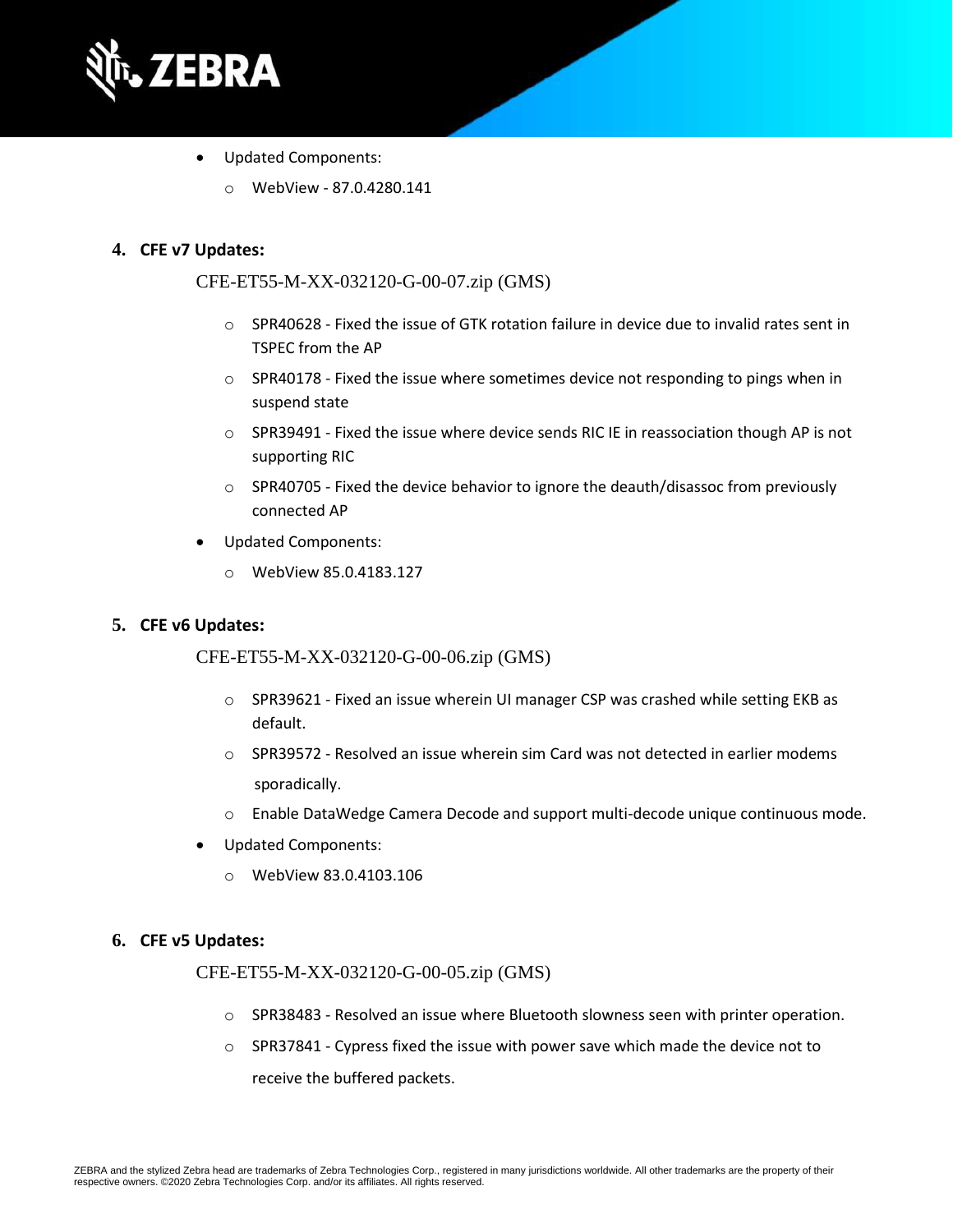- Updated Components:
    - WebView - 87.0.4280.141

4. **CFE v7 Updates:**

    CFE-ET55-M-XX-032120-G-00-07.zip (GMS)

    - SPR40628 - Fixed the issue of GTK rotation failure in device due to invalid rates sent in TSPEC from the AP
    - SPR40178 - Fixed the issue where sometimes device not responding to pings when in suspend state
    - SPR39491 - Fixed the issue where device sends RIC IE in reassociation though AP is not supporting RIC
    - SPR40705 - Fixed the device behavior to ignore the deauth/disassoc from previously connected AP

    - Updated Components:
        - WebView 85.0.4183.127

5. **CFE v6 Updates:**

    CFE-ET55-M-XX-032120-G-00-06.zip (GMS)

    - SPR39621 - Fixed an issue wherein UI manager CSP was crashed while setting EKB as default.
    - SPR39572 - Resolved an issue wherein sim Card was not detected in earlier modems sporadically.
    - Enable DataWedge Camera Decode and support multi-decode unique continuous mode.

    - Updated Components:
        - WebView 83.0.4103.106

6. **CFE v5 Updates:**

    CFE-ET55-M-XX-032120-G-00-05.zip (GMS)

    - SPR38483 - Resolved an issue where Bluetooth slowness seen with printer operation.
    - SPR37841 - Cypress fixed the issue with power save which made the device not to receive the buffered packets.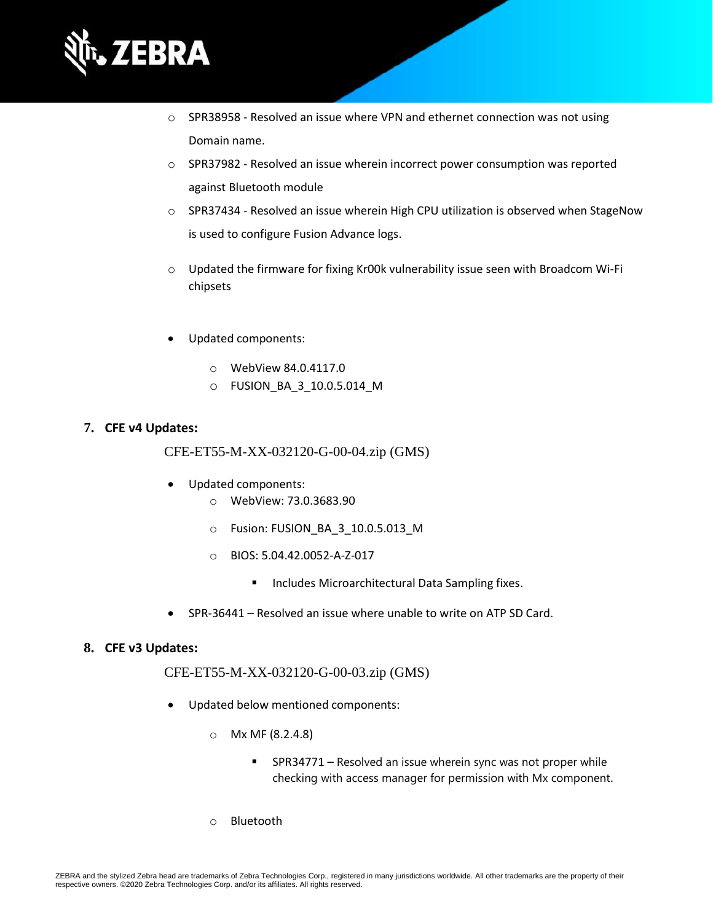- SPR38958 - Resolved an issue where VPN and ethernet connection was not using Domain name.
  - SPR37982 - Resolved an issue wherein incorrect power consumption was reported against Bluetooth module
  - SPR37434 - Resolved an issue wherein High CPU utilization is observed when StageNow is used to configure Fusion Advance logs.
  - Updated the firmware for fixing Kr00k vulnerability issue seen with Broadcom Wi-Fi chipsets

- Updated components:
  - WebView 84.0.4117.0
  - FUSION_BA_3_10.0.5.014_M

7. **CFE v4 Updates:**

   CFE-ET55-M-XX-032120-G-00-04.zip (GMS)

   - Updated components:
     - WebView: 73.0.3683.90
     - Fusion: FUSION_BA_3_10.0.5.013_M
     - BIOS: 5.04.42.0052-A-Z-017
       - Includes Microarchitectural Data Sampling fixes.
   - SPR-36441 – Resolved an issue where unable to write on ATP SD Card.

8. **CFE v3 Updates:**

   CFE-ET55-M-XX-032120-G-00-03.zip (GMS)

   - Updated below mentioned components:
     - Mx MF (8.2.4.8)
       - SPR34771 – Resolved an issue wherein sync was not proper while checking with access manager for permission with Mx component.
     - Bluetooth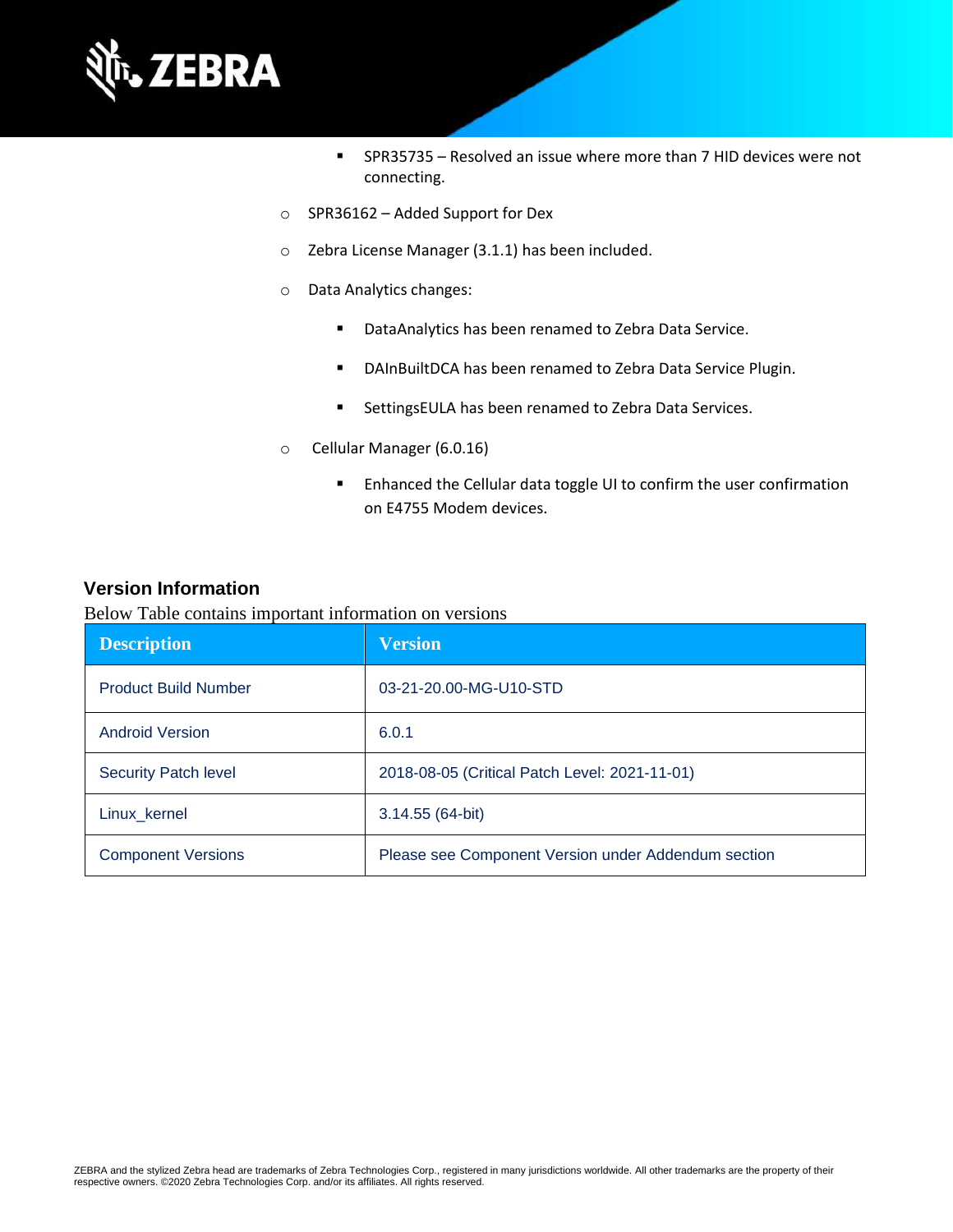- SPR35735 – Resolved an issue where more than 7 HID devices were not connecting.

    - SPR36162 – Added Support for Dex

    - Zebra License Manager (3.1.1) has been included.

    - Data Analytics changes:

        - DataAnalytics has been renamed to Zebra Data Service.

        - DAInBuiltDCA has been renamed to Zebra Data Service Plugin.

        - SettingsEULA has been renamed to Zebra Data Services.

    - Cellular Manager (6.0.16)

        - Enhanced the Cellular data toggle UI to confirm the user confirmation on E4755 Modem devices.

## Version Information

Below Table contains important information on versions

| Description | Version |
|---|---|
| Product Build Number | 03-21-20.00-MG-U10-STD |
| Android Version | 6.0.1 |
| Security Patch level | 2018-08-05 (Critical Patch Level: 2021-11-01) |
| Linux_kernel | 3.14.55 (64-bit) |
| Component Versions | Please see Component Version under Addendum section |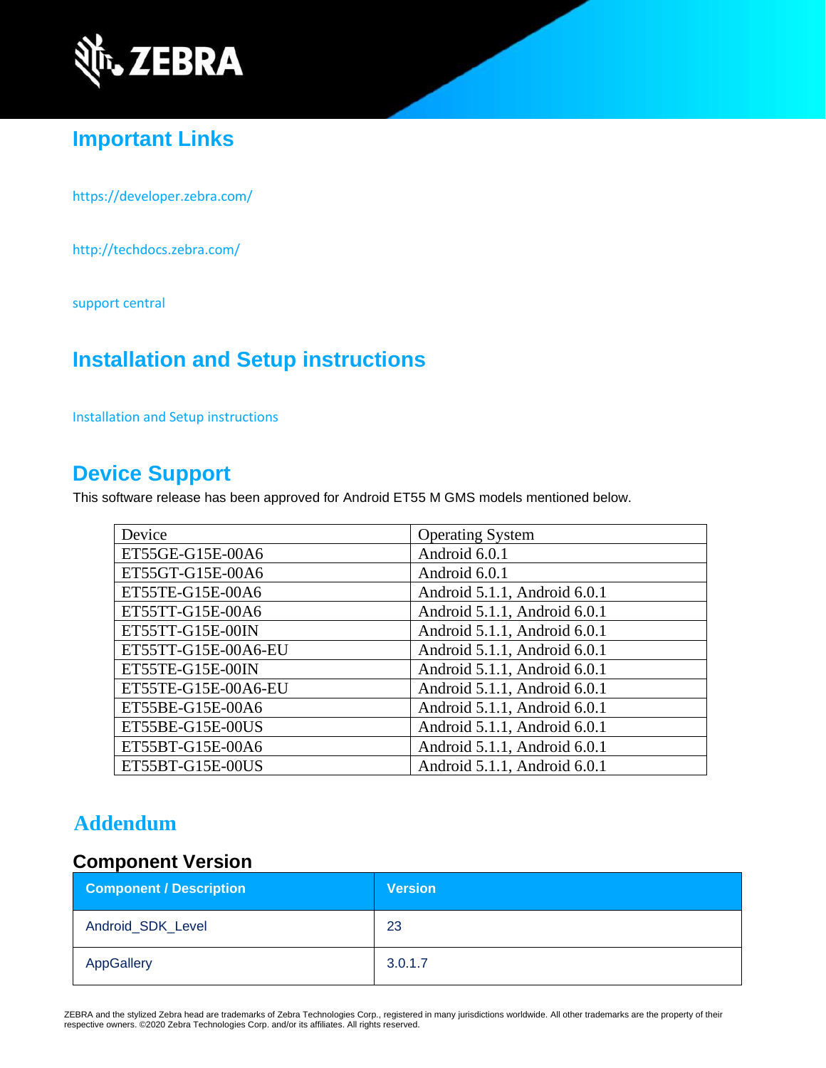## Important Links

https://developer.zebra.com/

http://techdocs.zebra.com/

support central

## Installation and Setup instructions

Installation and Setup instructions

## Device Support

This software release has been approved for Android ET55 M GMS models mentioned below.

| Device | Operating System |
|---|---|
| ET55GE-G15E-00A6 | Android 6.0.1 |
| ET55GT-G15E-00A6 | Android 6.0.1 |
| ET55TE-G15E-00A6 | Android 5.1.1, Android 6.0.1 |
| ET55TT-G15E-00A6 | Android 5.1.1, Android 6.0.1 |
| ET55TT-G15E-00IN | Android 5.1.1, Android 6.0.1 |
| ET55TT-G15E-00A6-EU | Android 5.1.1, Android 6.0.1 |
| ET55TE-G15E-00IN | Android 5.1.1, Android 6.0.1 |
| ET55TE-G15E-00A6-EU | Android 5.1.1, Android 6.0.1 |
| ET55BE-G15E-00A6 | Android 5.1.1, Android 6.0.1 |
| ET55BE-G15E-00US | Android 5.1.1, Android 6.0.1 |
| ET55BT-G15E-00A6 | Android 5.1.1, Android 6.0.1 |
| ET55BT-G15E-00US | Android 5.1.1, Android 6.0.1 |

## Addendum

### Component Version

| Component / Description | Version |
|---|---|
| Android_SDK_Level | 23 |
| AppGallery | 3.0.1.7 |

ZEBRA and the stylized Zebra head are trademarks of Zebra Technologies Corp., registered in many jurisdictions worldwide. All other trademarks are the property of their respective owners. ©2020 Zebra Technologies Corp. and/or its affiliates. All rights reserved.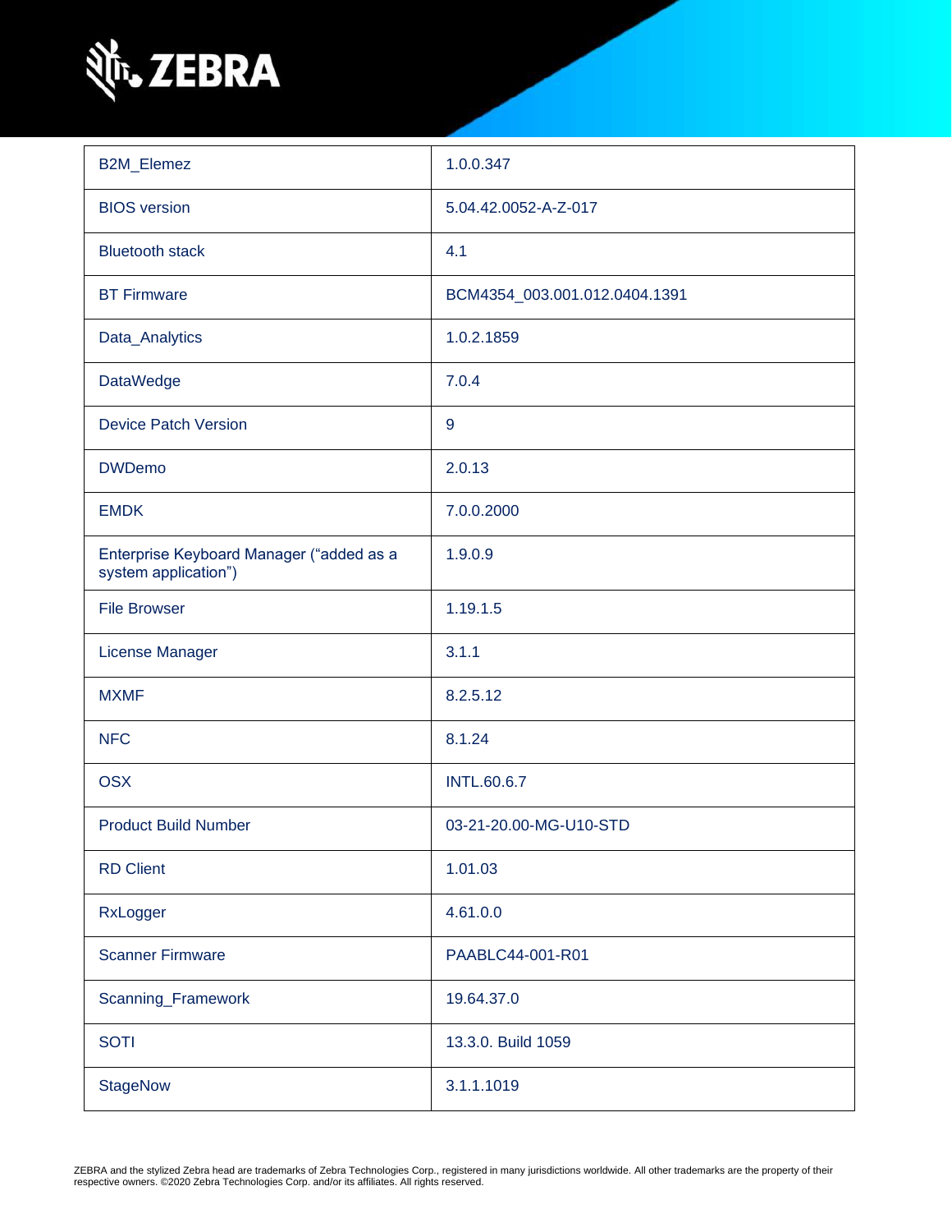| | |
|---|---|
| B2M_Elemez | 1.0.0.347 |
| BIOS version | 5.04.42.0052-A-Z-017 |
| Bluetooth stack | 4.1 |
| BT Firmware | BCM4354_003.001.012.0404.1391 |
| Data_Analytics | 1.0.2.1859 |
| DataWedge | 7.0.4 |
| Device Patch Version | 9 |
| DWDemo | 2.0.13 |
| EMDK | 7.0.0.2000 |
| Enterprise Keyboard Manager (“added as a system application”) | 1.9.0.9 |
| File Browser | 1.19.1.5 |
| License Manager | 3.1.1 |
| MXMF | 8.2.5.12 |
| NFC | 8.1.24 |
| OSX | INTL.60.6.7 |
| Product Build Number | 03-21-20.00-MG-U10-STD |
| RD Client | 1.01.03 |
| RxLogger | 4.61.0.0 |
| Scanner Firmware | PAABLC44-001-R01 |
| Scanning_Framework | 19.64.37.0 |
| SOTI | 13.3.0. Build 1059 |
| StageNow | 3.1.1.1019 |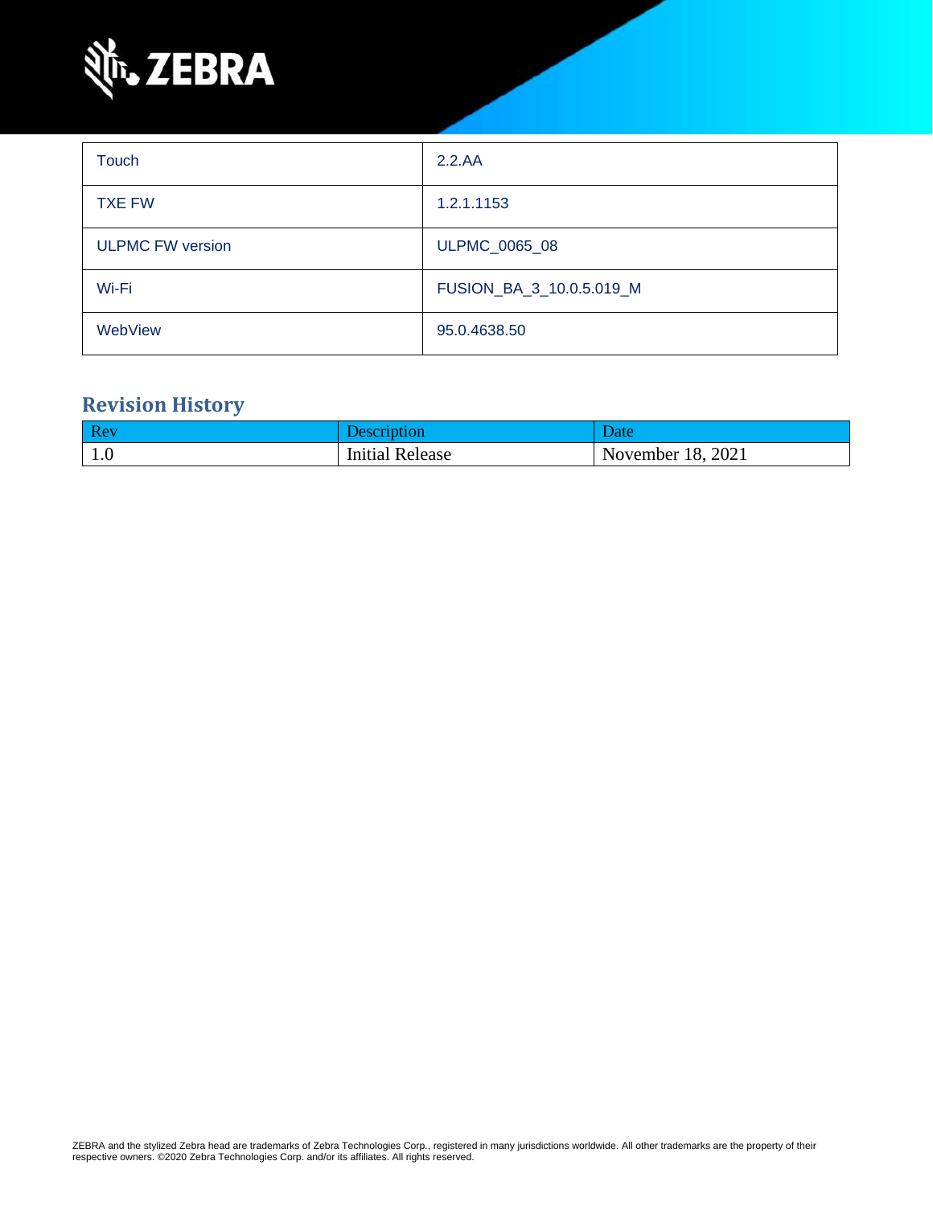| | |
|---|---|
| Touch | 2.2.AA |
| TXE FW | 1.2.1.1153 |
| ULPMC FW version | ULPMC_0065_08 |
| Wi-Fi | FUSION_BA_3_10.0.5.019_M |
| WebView | 95.0.4638.50 |

## Revision History

| Rev | Description | Date |
|---|---|---|
| 1.0 | Initial Release | November 18, 2021 |

ZEBRA and the stylized Zebra head are trademarks of Zebra Technologies Corp., registered in many jurisdictions worldwide. All other trademarks are the property of their respective owners. ©2020 Zebra Technologies Corp. and/or its affiliates. All rights reserved.